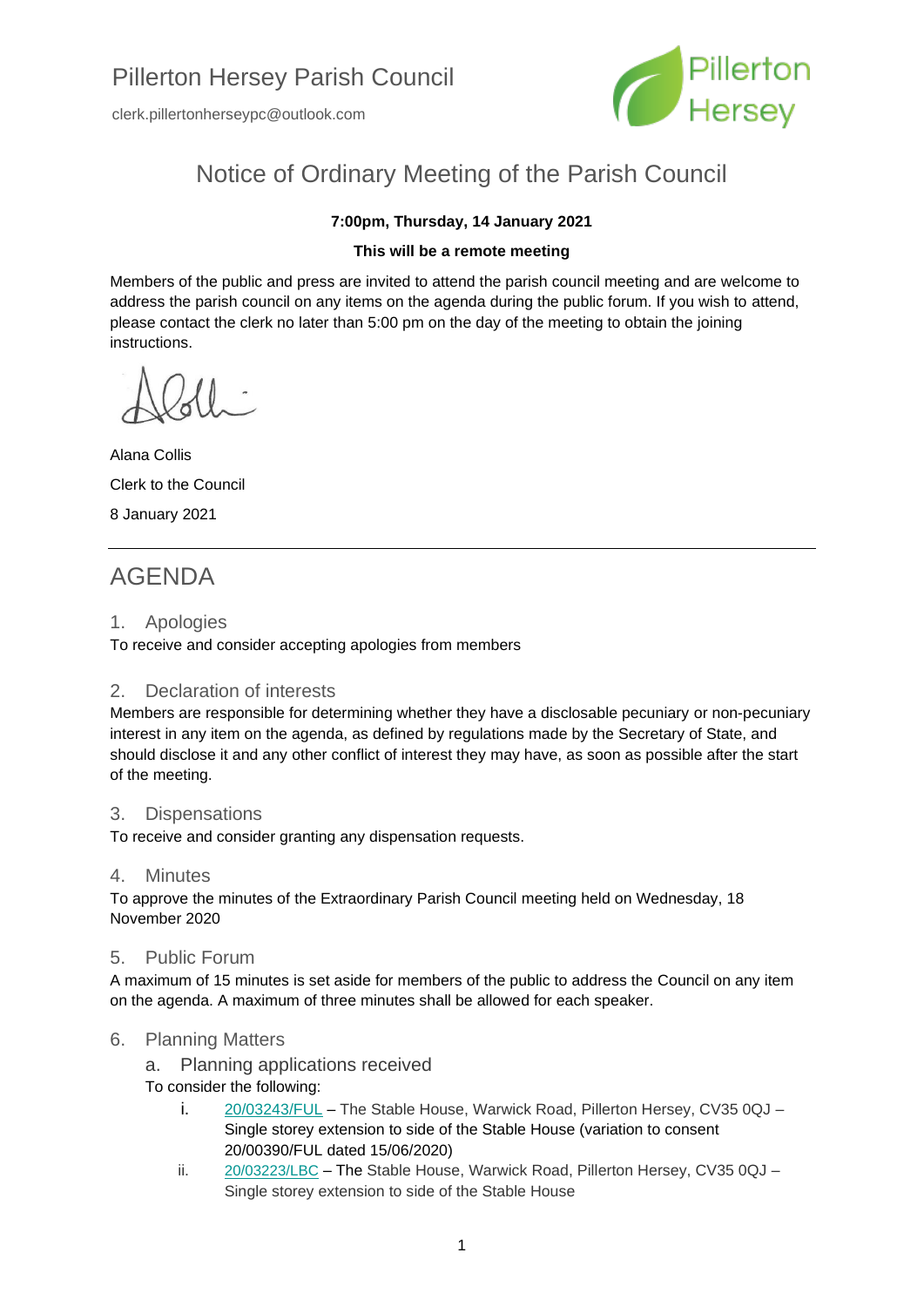# Pillerton Hersey Parish Council

clerk.pillertonherseypc@outlook.com

Pillerton Hersey

## Notice of Ordinary Meeting of the Parish Council

**7:00pm, Thursday, 14 January 2021**

**This will be a remote meeting**

Members of the public and press are invited to attend the parish council meeting and are welcome to address the parish council on any items on the agenda during the public forum. If you wish to attend, please contact the clerk no later than 5:00 pm on the day of the meeting to obtain the joining instructions.

Alana Collis

Clerk to the Council

8 January 2021

---

## AGENDA

### 1. Apologies

To receive and consider accepting apologies from members

### 2. Declaration of interests

Members are responsible for determining whether they have a disclosable pecuniary or non-pecuniary interest in any item on the agenda, as defined by regulations made by the Secretary of State, and should disclose it and any other conflict of interest they may have, as soon as possible after the start of the meeting.

### 3. Dispensations

To receive and consider granting any dispensation requests.

### 4. Minutes

To approve the minutes of the Extraordinary Parish Council meeting held on Wednesday, 18 November 2020

### 5. Public Forum

A maximum of 15 minutes is set aside for members of the public to address the Council on any item on the agenda. A maximum of three minutes shall be allowed for each speaker.

### 6. Planning Matters

#### a. Planning applications received

To consider the following:

i. 20/03243/FUL – The Stable House, Warwick Road, Pillerton Hersey, CV35 0QJ – Single storey extension to side of the Stable House (variation to consent 20/00390/FUL dated 15/06/2020)

ii. 20/03223/LBC – The Stable House, Warwick Road, Pillerton Hersey, CV35 0QJ – Single storey extension to side of the Stable House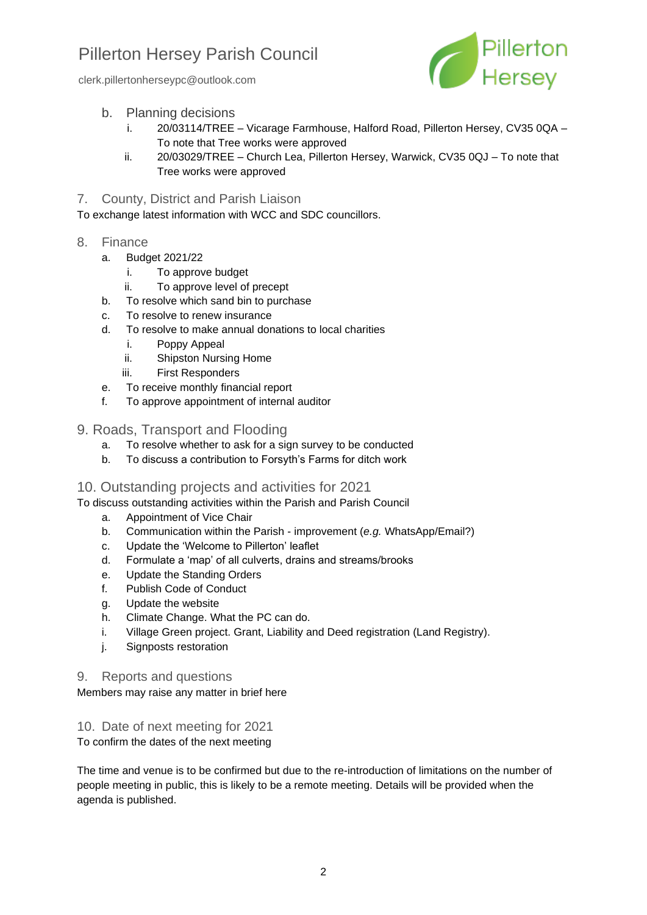b. Planning decisions
   i. 20/03114/TREE – Vicarage Farmhouse, Halford Road, Pillerton Hersey, CV35 0QA – To note that Tree works were approved
   ii. 20/03029/TREE – Church Lea, Pillerton Hersey, Warwick, CV35 0QJ – To note that Tree works were approved

## 7. County, District and Parish Liaison

To exchange latest information with WCC and SDC councillors.

## 8. Finance

a. Budget 2021/22
   i. To approve budget
   ii. To approve level of precept
b. To resolve which sand bin to purchase
c. To resolve to renew insurance
d. To resolve to make annual donations to local charities
   i. Poppy Appeal
   ii. Shipston Nursing Home
   iii. First Responders
e. To receive monthly financial report
f. To approve appointment of internal auditor

## 9. Roads, Transport and Flooding

a. To resolve whether to ask for a sign survey to be conducted
b. To discuss a contribution to Forsyth's Farms for ditch work

## 10. Outstanding projects and activities for 2021

To discuss outstanding activities within the Parish and Parish Council

a. Appointment of Vice Chair
b. Communication within the Parish - improvement (*e.g.* WhatsApp/Email?)
c. Update the 'Welcome to Pillerton' leaflet
d. Formulate a 'map' of all culverts, drains and streams/brooks
e. Update the Standing Orders
f. Publish Code of Conduct
g. Update the website
h. Climate Change. What the PC can do.
i. Village Green project. Grant, Liability and Deed registration (Land Registry).
j. Signposts restoration

## 9. Reports and questions

Members may raise any matter in brief here

## 10. Date of next meeting for 2021

To confirm the dates of the next meeting

The time and venue is to be confirmed but due to the re-introduction of limitations on the number of people meeting in public, this is likely to be a remote meeting. Details will be provided when the agenda is published.